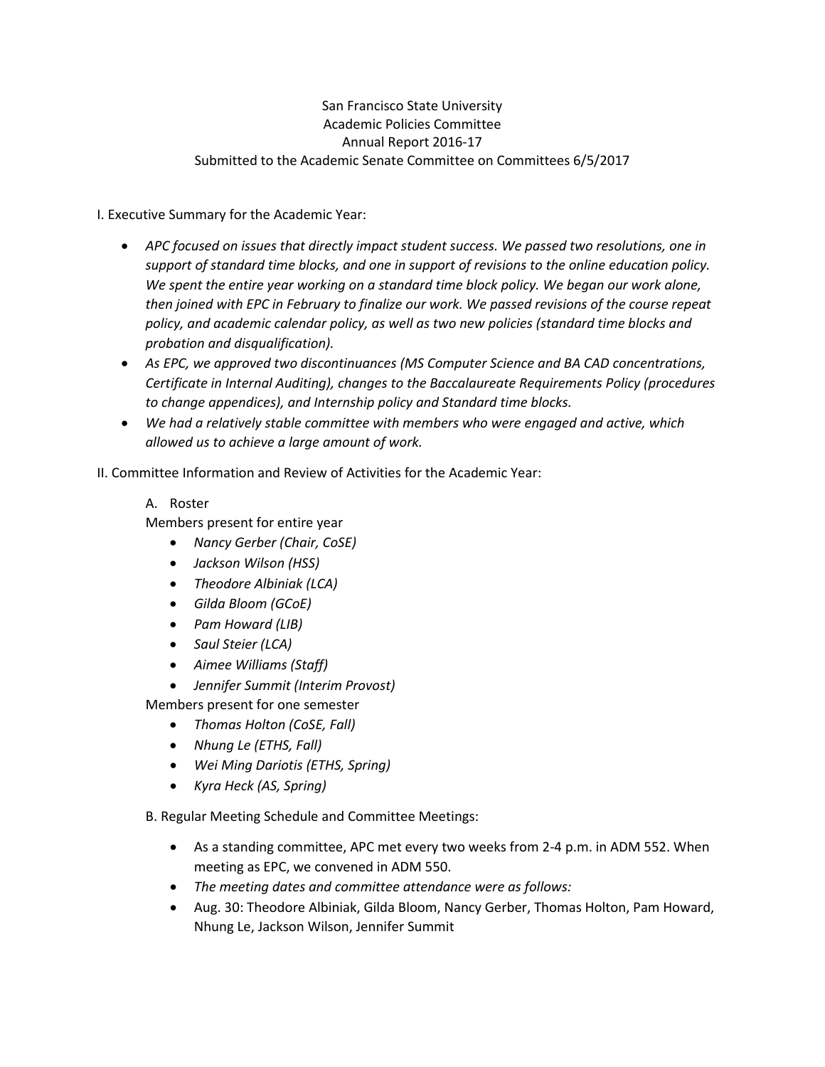San Francisco State University
Academic Policies Committee
Annual Report 2016-17
Submitted to the Academic Senate Committee on Committees 6/5/2017

I. Executive Summary for the Academic Year:

- *APC focused on issues that directly impact student success. We passed two resolutions, one in support of standard time blocks, and one in support of revisions to the online education policy. We spent the entire year working on a standard time block policy. We began our work alone, then joined with EPC in February to finalize our work. We passed revisions of the course repeat policy, and academic calendar policy, as well as two new policies (standard time blocks and probation and disqualification).*
- *As EPC, we approved two discontinuances (MS Computer Science and BA CAD concentrations, Certificate in Internal Auditing), changes to the Baccalaureate Requirements Policy (procedures to change appendices), and Internship policy and Standard time blocks.*
- *We had a relatively stable committee with members who were engaged and active, which allowed us to achieve a large amount of work.*

II. Committee Information and Review of Activities for the Academic Year:

A. Roster

Members present for entire year

- *Nancy Gerber (Chair, CoSE)*
- *Jackson Wilson (HSS)*
- *Theodore Albiniak (LCA)*
- *Gilda Bloom (GCoE)*
- *Pam Howard (LIB)*
- *Saul Steier (LCA)*
- *Aimee Williams (Staff)*
- *Jennifer Summit (Interim Provost)*

Members present for one semester

- *Thomas Holton (CoSE, Fall)*
- *Nhung Le (ETHS, Fall)*
- *Wei Ming Dariotis (ETHS, Spring)*
- *Kyra Heck (AS, Spring)*

B. Regular Meeting Schedule and Committee Meetings:

- As a standing committee, APC met every two weeks from 2-4 p.m. in ADM 552. When meeting as EPC, we convened in ADM 550.
- *The meeting dates and committee attendance were as follows:*
- Aug. 30: Theodore Albiniak, Gilda Bloom, Nancy Gerber, Thomas Holton, Pam Howard, Nhung Le, Jackson Wilson, Jennifer Summit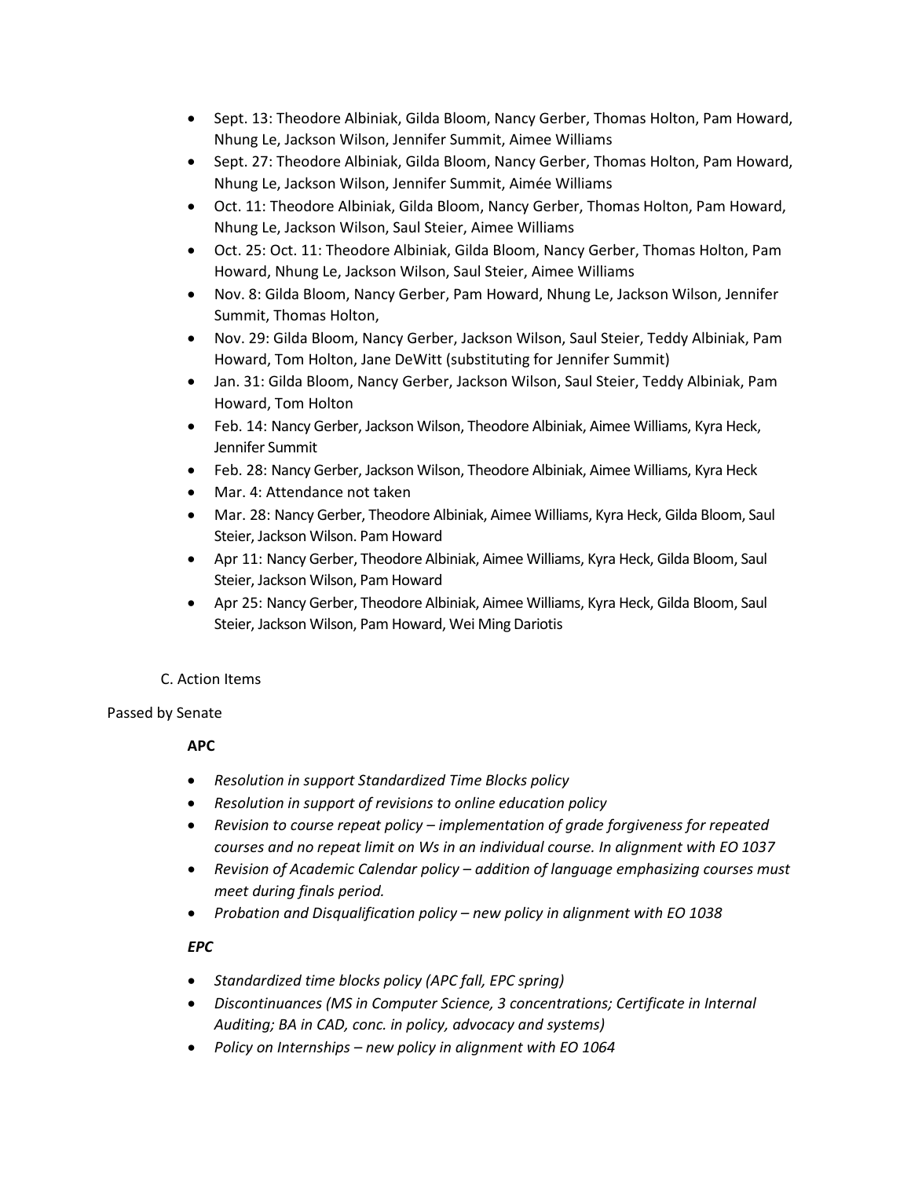- Sept. 13: Theodore Albiniak, Gilda Bloom, Nancy Gerber, Thomas Holton, Pam Howard, Nhung Le, Jackson Wilson, Jennifer Summit, Aimee Williams
- Sept. 27: Theodore Albiniak, Gilda Bloom, Nancy Gerber, Thomas Holton, Pam Howard, Nhung Le, Jackson Wilson, Jennifer Summit, Aimée Williams
- Oct. 11: Theodore Albiniak, Gilda Bloom, Nancy Gerber, Thomas Holton, Pam Howard, Nhung Le, Jackson Wilson, Saul Steier, Aimee Williams
- Oct. 25: Oct. 11: Theodore Albiniak, Gilda Bloom, Nancy Gerber, Thomas Holton, Pam Howard, Nhung Le, Jackson Wilson, Saul Steier, Aimee Williams
- Nov. 8: Gilda Bloom, Nancy Gerber, Pam Howard, Nhung Le, Jackson Wilson, Jennifer Summit, Thomas Holton,
- Nov. 29: Gilda Bloom, Nancy Gerber, Jackson Wilson, Saul Steier, Teddy Albiniak, Pam Howard, Tom Holton, Jane DeWitt (substituting for Jennifer Summit)
- Jan. 31: Gilda Bloom, Nancy Gerber, Jackson Wilson, Saul Steier, Teddy Albiniak, Pam Howard, Tom Holton
- Feb. 14: Nancy Gerber, Jackson Wilson, Theodore Albiniak, Aimee Williams, Kyra Heck, Jennifer Summit
- Feb. 28: Nancy Gerber, Jackson Wilson, Theodore Albiniak, Aimee Williams, Kyra Heck
- Mar. 4: Attendance not taken
- Mar. 28: Nancy Gerber, Theodore Albiniak, Aimee Williams, Kyra Heck, Gilda Bloom, Saul Steier, Jackson Wilson. Pam Howard
- Apr 11: Nancy Gerber, Theodore Albiniak, Aimee Williams, Kyra Heck, Gilda Bloom, Saul Steier, Jackson Wilson, Pam Howard
- Apr 25: Nancy Gerber, Theodore Albiniak, Aimee Williams, Kyra Heck, Gilda Bloom, Saul Steier, Jackson Wilson, Pam Howard, Wei Ming Dariotis

C. Action Items

Passed by Senate

**APC**

- *Resolution in support Standardized Time Blocks policy*
- *Resolution in support of revisions to online education policy*
- *Revision to course repeat policy – implementation of grade forgiveness for repeated courses and no repeat limit on Ws in an individual course. In alignment with EO 1037*
- *Revision of Academic Calendar policy – addition of language emphasizing courses must meet during finals period.*
- *Probation and Disqualification policy – new policy in alignment with EO 1038*

***EPC***

- *Standardized time blocks policy (APC fall, EPC spring)*
- *Discontinuances (MS in Computer Science, 3 concentrations; Certificate in Internal Auditing; BA in CAD, conc. in policy, advocacy and systems)*
- *Policy on Internships – new policy in alignment with EO 1064*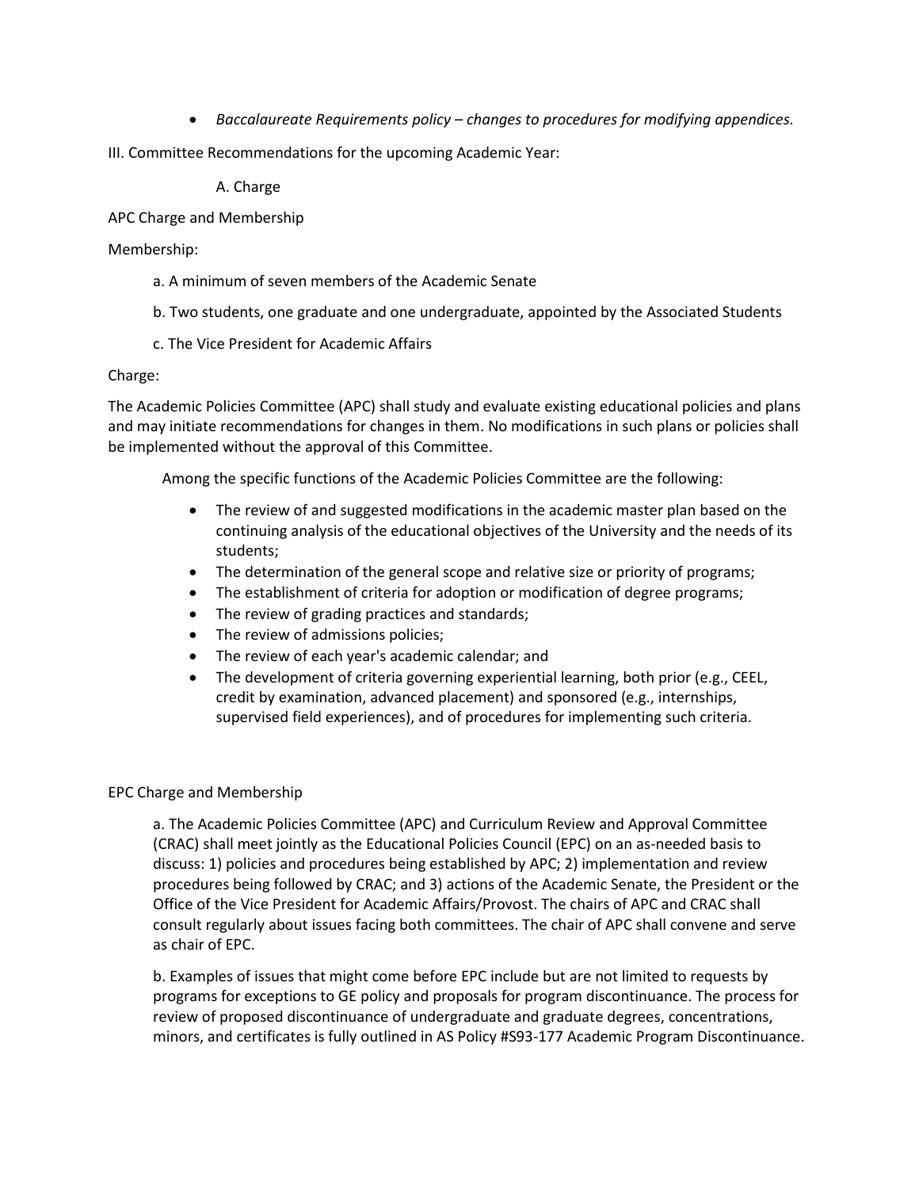- *Baccalaureate Requirements policy – changes to procedures for modifying appendices.*

III. Committee Recommendations for the upcoming Academic Year:

A. Charge

APC Charge and Membership

Membership:

a. A minimum of seven members of the Academic Senate

b. Two students, one graduate and one undergraduate, appointed by the Associated Students

c. The Vice President for Academic Affairs

Charge:

The Academic Policies Committee (APC) shall study and evaluate existing educational policies and plans and may initiate recommendations for changes in them. No modifications in such plans or policies shall be implemented without the approval of this Committee.

Among the specific functions of the Academic Policies Committee are the following:

- The review of and suggested modifications in the academic master plan based on the continuing analysis of the educational objectives of the University and the needs of its students;
- The determination of the general scope and relative size or priority of programs;
- The establishment of criteria for adoption or modification of degree programs;
- The review of grading practices and standards;
- The review of admissions policies;
- The review of each year's academic calendar; and
- The development of criteria governing experiential learning, both prior (e.g., CEEL, credit by examination, advanced placement) and sponsored (e.g., internships, supervised field experiences), and of procedures for implementing such criteria.

EPC Charge and Membership

a. The Academic Policies Committee (APC) and Curriculum Review and Approval Committee (CRAC) shall meet jointly as the Educational Policies Council (EPC) on an as-needed basis to discuss: 1) policies and procedures being established by APC; 2) implementation and review procedures being followed by CRAC; and 3) actions of the Academic Senate, the President or the Office of the Vice President for Academic Affairs/Provost. The chairs of APC and CRAC shall consult regularly about issues facing both committees. The chair of APC shall convene and serve as chair of EPC.

b. Examples of issues that might come before EPC include but are not limited to requests by programs for exceptions to GE policy and proposals for program discontinuance. The process for review of proposed discontinuance of undergraduate and graduate degrees, concentrations, minors, and certificates is fully outlined in AS Policy #S93-177 Academic Program Discontinuance.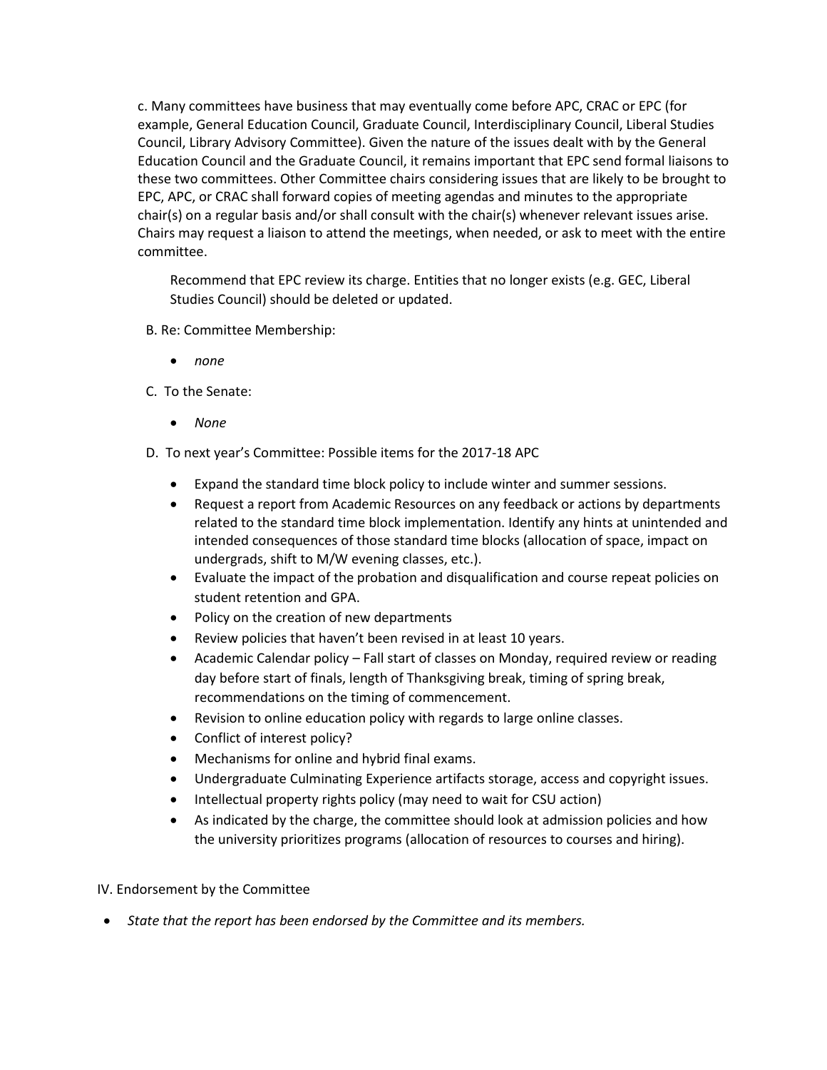c. Many committees have business that may eventually come before APC, CRAC or EPC (for example, General Education Council, Graduate Council, Interdisciplinary Council, Liberal Studies Council, Library Advisory Committee). Given the nature of the issues dealt with by the General Education Council and the Graduate Council, it remains important that EPC send formal liaisons to these two committees. Other Committee chairs considering issues that are likely to be brought to EPC, APC, or CRAC shall forward copies of meeting agendas and minutes to the appropriate chair(s) on a regular basis and/or shall consult with the chair(s) whenever relevant issues arise. Chairs may request a liaison to attend the meetings, when needed, or ask to meet with the entire committee.

> Recommend that EPC review its charge. Entities that no longer exists (e.g. GEC, Liberal Studies Council) should be deleted or updated.

B. Re: Committee Membership:

- *none*

C. To the Senate:

- *None*

D. To next year's Committee: Possible items for the 2017-18 APC

- Expand the standard time block policy to include winter and summer sessions.
- Request a report from Academic Resources on any feedback or actions by departments related to the standard time block implementation. Identify any hints at unintended and intended consequences of those standard time blocks (allocation of space, impact on undergrads, shift to M/W evening classes, etc.).
- Evaluate the impact of the probation and disqualification and course repeat policies on student retention and GPA.
- Policy on the creation of new departments
- Review policies that haven't been revised in at least 10 years.
- Academic Calendar policy – Fall start of classes on Monday, required review or reading day before start of finals, length of Thanksgiving break, timing of spring break, recommendations on the timing of commencement.
- Revision to online education policy with regards to large online classes.
- Conflict of interest policy?
- Mechanisms for online and hybrid final exams.
- Undergraduate Culminating Experience artifacts storage, access and copyright issues.
- Intellectual property rights policy (may need to wait for CSU action)
- As indicated by the charge, the committee should look at admission policies and how the university prioritizes programs (allocation of resources to courses and hiring).

IV. Endorsement by the Committee

- *State that the report has been endorsed by the Committee and its members.*